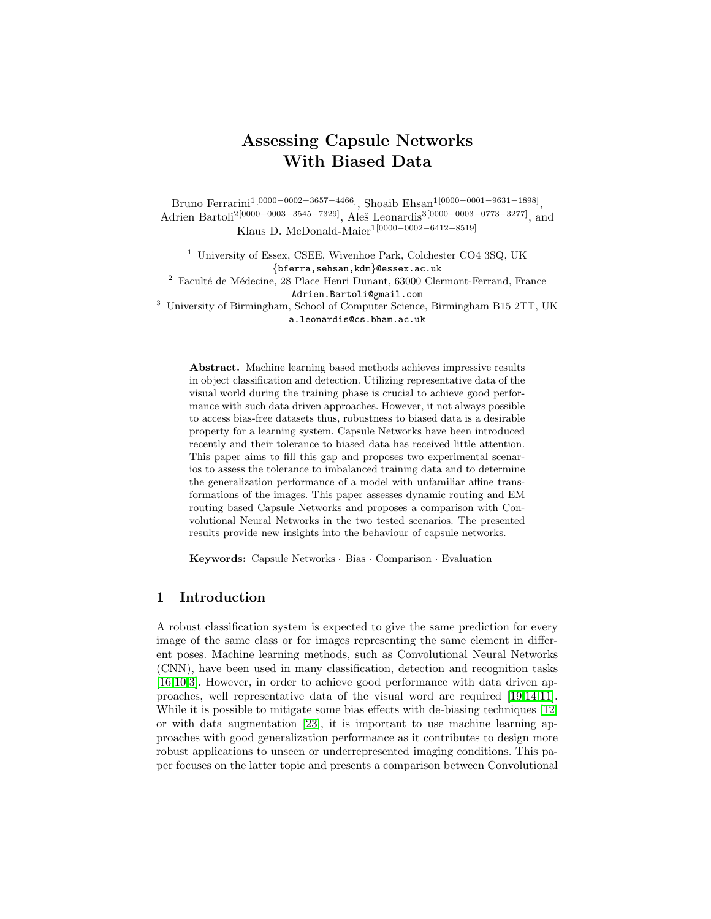# Assessing Capsule Networks With Biased Data

Bruno Ferrarini[1[0000−0002−3657−4466]], Shoaib Ehsan[1[0000−0001−9631−1898]], Adrien Bartoli[2[0000−0003−3545−7329]], Aleš Leonardis[3[0000−0003−0773−3277]], and Klaus D. McDonald-Maier[1[0000−0002−6412−8519]]

[1] University of Essex, CSEE, Wivenhoe Park, Colchester CO4 3SQ, UK
{bferra,sehsan,kdm}@essex.ac.uk

[2] Faculté de Médecine, 28 Place Henri Dunant, 63000 Clermont-Ferrand, France
Adrien.Bartoli@gmail.com

[3] University of Birmingham, School of Computer Science, Birmingham B15 2TT, UK
a.leonardis@cs.bham.ac.uk

**Abstract.** Machine learning based methods achieves impressive results in object classification and detection. Utilizing representative data of the visual world during the training phase is crucial to achieve good performance with such data driven approaches. However, it not always possible to access bias-free datasets thus, robustness to biased data is a desirable property for a learning system. Capsule Networks have been introduced recently and their tolerance to biased data has received little attention. This paper aims to fill this gap and proposes two experimental scenarios to assess the tolerance to imbalanced training data and to determine the generalization performance of a model with unfamiliar affine transformations of the images. This paper assesses dynamic routing and EM routing based Capsule Networks and proposes a comparison with Convolutional Neural Networks in the two tested scenarios. The presented results provide new insights into the behaviour of capsule networks.

**Keywords:** Capsule Networks · Bias · Comparison · Evaluation

## 1 Introduction

A robust classification system is expected to give the same prediction for every image of the same class or for images representing the same element in different poses. Machine learning methods, such as Convolutional Neural Networks (CNN), have been used in many classification, detection and recognition tasks [16,10,3]. However, in order to achieve good performance with data driven approaches, well representative data of the visual word are required [19,14,11]. While it is possible to mitigate some bias effects with de-biasing techniques [12] or with data augmentation [23], it is important to use machine learning approaches with good generalization performance as it contributes to design more robust applications to unseen or underrepresented imaging conditions. This paper focuses on the latter topic and presents a comparison between Convolutional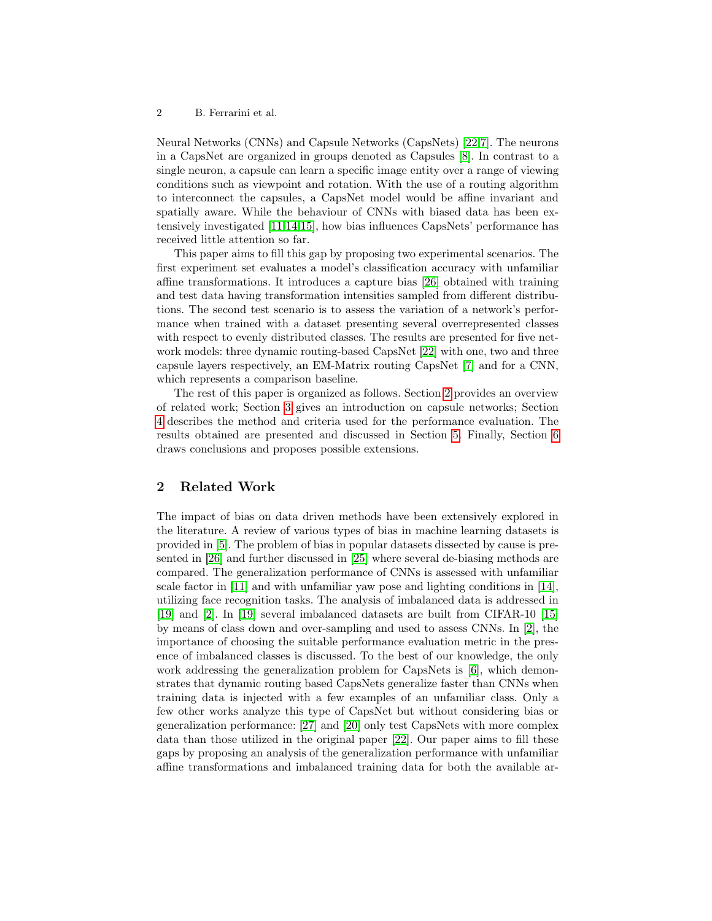Neural Networks (CNNs) and Capsule Networks (CapsNets) [22,7]. The neurons in a CapsNet are organized in groups denoted as Capsules [8]. In contrast to a single neuron, a capsule can learn a specific image entity over a range of viewing conditions such as viewpoint and rotation. With the use of a routing algorithm to interconnect the capsules, a CapsNet model would be affine invariant and spatially aware. While the behaviour of CNNs with biased data has been extensively investigated [11,14,15], how bias influences CapsNets' performance has received little attention so far.

This paper aims to fill this gap by proposing two experimental scenarios. The first experiment set evaluates a model's classification accuracy with unfamiliar affine transformations. It introduces a capture bias [26] obtained with training and test data having transformation intensities sampled from different distributions. The second test scenario is to assess the variation of a network's performance when trained with a dataset presenting several overrepresented classes with respect to evenly distributed classes. The results are presented for five network models: three dynamic routing-based CapsNet [22] with one, two and three capsule layers respectively, an EM-Matrix routing CapsNet [7] and for a CNN, which represents a comparison baseline.

The rest of this paper is organized as follows. Section 2 provides an overview of related work; Section 3 gives an introduction on capsule networks; Section 4 describes the method and criteria used for the performance evaluation. The results obtained are presented and discussed in Section 5. Finally, Section 6 draws conclusions and proposes possible extensions.

## 2 Related Work

The impact of bias on data driven methods have been extensively explored in the literature. A review of various types of bias in machine learning datasets is provided in [5]. The problem of bias in popular datasets dissected by cause is presented in [26] and further discussed in [25] where several de-biasing methods are compared. The generalization performance of CNNs is assessed with unfamiliar scale factor in [11] and with unfamiliar yaw pose and lighting conditions in [14], utilizing face recognition tasks. The analysis of imbalanced data is addressed in [19] and [2]. In [19] several imbalanced datasets are built from CIFAR-10 [15] by means of class down and over-sampling and used to assess CNNs. In [2], the importance of choosing the suitable performance evaluation metric in the presence of imbalanced classes is discussed. To the best of our knowledge, the only work addressing the generalization problem for CapsNets is [6], which demonstrates that dynamic routing based CapsNets generalize faster than CNNs when training data is injected with a few examples of an unfamiliar class. Only a few other works analyze this type of CapsNet but without considering bias or generalization performance: [27] and [20] only test CapsNets with more complex data than those utilized in the original paper [22]. Our paper aims to fill these gaps by proposing an analysis of the generalization performance with unfamiliar affine transformations and imbalanced training data for both the available ar-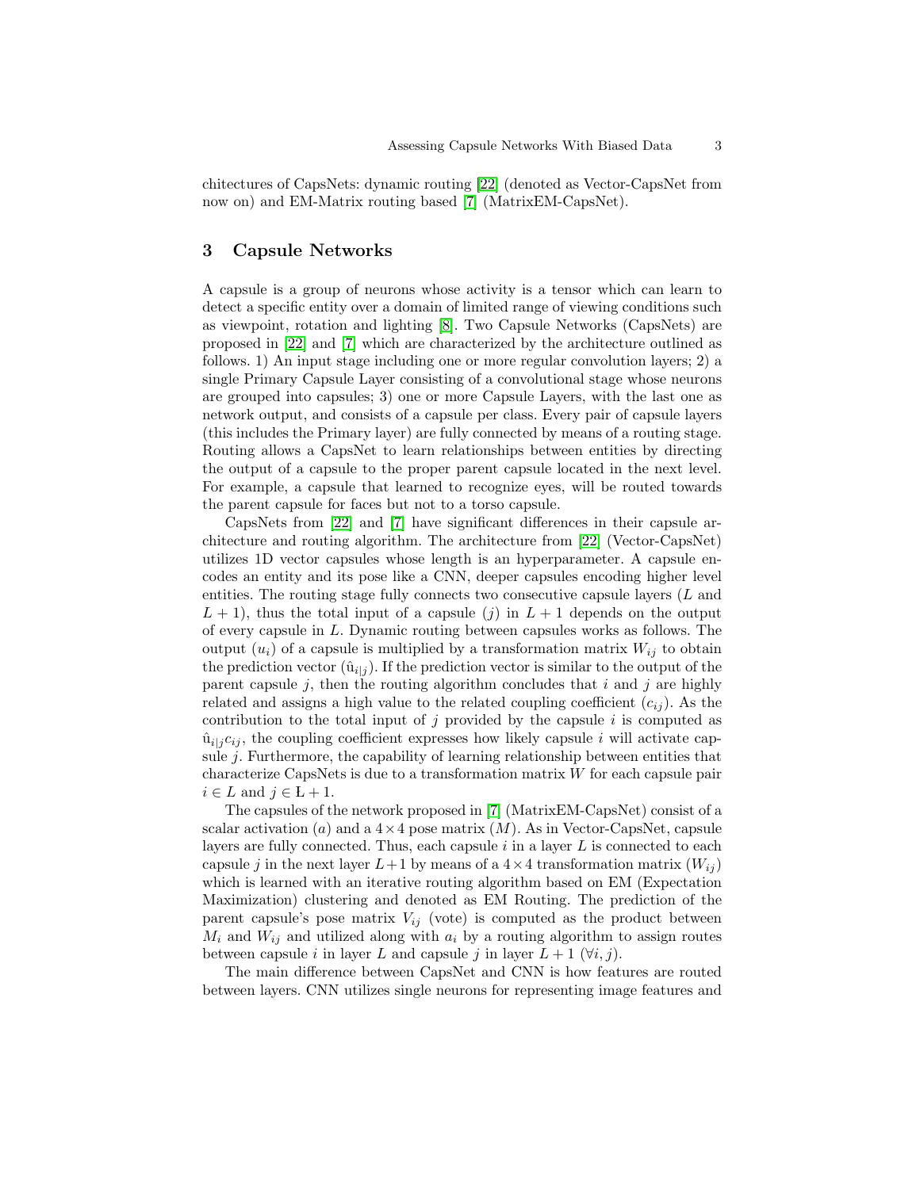chitectures of CapsNets: dynamic routing [22] (denoted as Vector-CapsNet from now on) and EM-Matrix routing based [7] (MatrixEM-CapsNet).

## 3 Capsule Networks

A capsule is a group of neurons whose activity is a tensor which can learn to detect a specific entity over a domain of limited range of viewing conditions such as viewpoint, rotation and lighting [8]. Two Capsule Networks (CapsNets) are proposed in [22] and [7] which are characterized by the architecture outlined as follows. 1) An input stage including one or more regular convolution layers; 2) a single Primary Capsule Layer consisting of a convolutional stage whose neurons are grouped into capsules; 3) one or more Capsule Layers, with the last one as network output, and consists of a capsule per class. Every pair of capsule layers (this includes the Primary layer) are fully connected by means of a routing stage. Routing allows a CapsNet to learn relationships between entities by directing the output of a capsule to the proper parent capsule located in the next level. For example, a capsule that learned to recognize eyes, will be routed towards the parent capsule for faces but not to a torso capsule.

CapsNets from [22] and [7] have significant differences in their capsule architecture and routing algorithm. The architecture from [22] (Vector-CapsNet) utilizes 1D vector capsules whose length is an hyperparameter. A capsule encodes an entity and its pose like a CNN, deeper capsules encoding higher level entities. The routing stage fully connects two consecutive capsule layers ($L$ and $L+1$), thus the total input of a capsule ($j$) in $L+1$ depends on the output of every capsule in $L$. Dynamic routing between capsules works as follows. The output ($u_i$) of a capsule is multiplied by a transformation matrix $W_{ij}$ to obtain the prediction vector ($\hat{u}_{i|j}$). If the prediction vector is similar to the output of the parent capsule $j$, then the routing algorithm concludes that $i$ and $j$ are highly related and assigns a high value to the related coupling coefficient ($c_{ij}$). As the contribution to the total input of $j$ provided by the capsule $i$ is computed as $\hat{u}_{i|j}c_{ij}$, the coupling coefficient expresses how likely capsule $i$ will activate capsule $j$. Furthermore, the capability of learning relationship between entities that characterize CapsNets is due to a transformation matrix $W$ for each capsule pair $i \in L$ and $j \in \mathrm{L}+1$.

The capsules of the network proposed in [7] (MatrixEM-CapsNet) consist of a scalar activation ($a$) and a $4 \times 4$ pose matrix ($M$). As in Vector-CapsNet, capsule layers are fully connected. Thus, each capsule $i$ in a layer $L$ is connected to each capsule $j$ in the next layer $L+1$ by means of a $4 \times 4$ transformation matrix ($W_{ij}$) which is learned with an iterative routing algorithm based on EM (Expectation Maximization) clustering and denoted as EM Routing. The prediction of the parent capsule's pose matrix $V_{ij}$ (vote) is computed as the product between $M_i$ and $W_{ij}$ and utilized along with $a_i$ by a routing algorithm to assign routes between capsule $i$ in layer $L$ and capsule $j$ in layer $L+1$ ($\forall i, j$).

The main difference between CapsNet and CNN is how features are routed between layers. CNN utilizes single neurons for representing image features and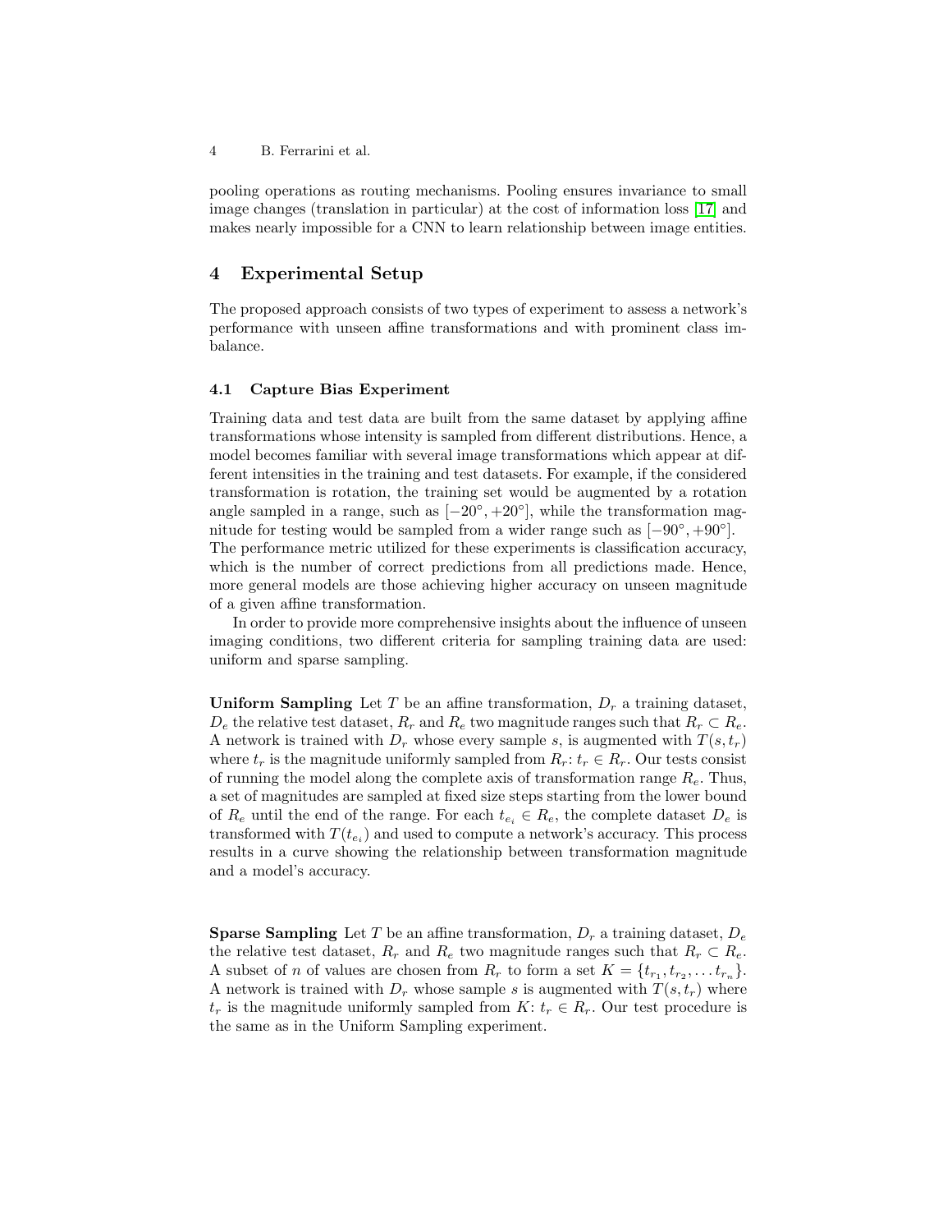pooling operations as routing mechanisms. Pooling ensures invariance to small image changes (translation in particular) at the cost of information loss [17] and makes nearly impossible for a CNN to learn relationship between image entities.

## 4 Experimental Setup

The proposed approach consists of two types of experiment to assess a network's performance with unseen affine transformations and with prominent class imbalance.

### 4.1 Capture Bias Experiment

Training data and test data are built from the same dataset by applying affine transformations whose intensity is sampled from different distributions. Hence, a model becomes familiar with several image transformations which appear at different intensities in the training and test datasets. For example, if the considered transformation is rotation, the training set would be augmented by a rotation angle sampled in a range, such as $[-20°, +20°]$, while the transformation magnitude for testing would be sampled from a wider range such as $[-90°, +90°]$. The performance metric utilized for these experiments is classification accuracy, which is the number of correct predictions from all predictions made. Hence, more general models are those achieving higher accuracy on unseen magnitude of a given affine transformation.

In order to provide more comprehensive insights about the influence of unseen imaging conditions, two different criteria for sampling training data are used: uniform and sparse sampling.

**Uniform Sampling** Let $T$ be an affine transformation, $D_r$ a training dataset, $D_e$ the relative test dataset, $R_r$ and $R_e$ two magnitude ranges such that $R_r \subset R_e$. A network is trained with $D_r$ whose every sample $s$, is augmented with $T(s, t_r)$ where $t_r$ is the magnitude uniformly sampled from $R_r$: $t_r \in R_r$. Our tests consist of running the model along the complete axis of transformation range $R_e$. Thus, a set of magnitudes are sampled at fixed size steps starting from the lower bound of $R_e$ until the end of the range. For each $t_{e_i} \in R_e$, the complete dataset $D_e$ is transformed with $T(t_{e_i})$ and used to compute a network's accuracy. This process results in a curve showing the relationship between transformation magnitude and a model's accuracy.

**Sparse Sampling** Let $T$ be an affine transformation, $D_r$ a training dataset, $D_e$ the relative test dataset, $R_r$ and $R_e$ two magnitude ranges such that $R_r \subset R_e$. A subset of $n$ of values are chosen from $R_r$ to form a set $K = \{t_{r_1}, t_{r_2}, \ldots t_{r_n}\}$. A network is trained with $D_r$ whose sample $s$ is augmented with $T(s, t_r)$ where $t_r$ is the magnitude uniformly sampled from $K$: $t_r \in R_r$. Our test procedure is the same as in the Uniform Sampling experiment.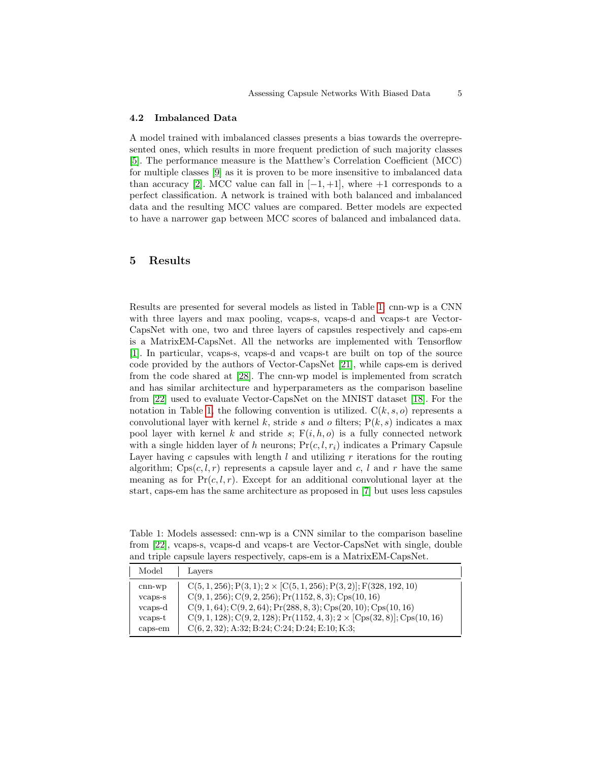### 4.2 Imbalanced Data

A model trained with imbalanced classes presents a bias towards the overrepresented ones, which results in more frequent prediction of such majority classes [5]. The performance measure is the Matthew's Correlation Coefficient (MCC) for multiple classes [9] as it is proven to be more insensitive to imbalanced data than accuracy [2]. MCC value can fall in $[-1, +1]$, where $+1$ corresponds to a perfect classification. A network is trained with both balanced and imbalanced data and the resulting MCC values are compared. Better models are expected to have a narrower gap between MCC scores of balanced and imbalanced data.

## 5 Results

Results are presented for several models as listed in Table 1. cnn-wp is a CNN with three layers and max pooling, vcaps-s, vcaps-d and vcaps-t are Vector-CapsNet with one, two and three layers of capsules respectively and caps-em is a MatrixEM-CapsNet. All the networks are implemented with Tensorflow [1]. In particular, vcaps-s, vcaps-d and vcaps-t are built on top of the source code provided by the authors of Vector-CapsNet [21], while caps-em is derived from the code shared at [28]. The cnn-wp model is implemented from scratch and has similar architecture and hyperparameters as the comparison baseline from [22] used to evaluate Vector-CapsNet on the MNIST dataset [18]. For the notation in Table 1, the following convention is utilized. $\mathrm{C}(k, s, o)$ represents a convolutional layer with kernel $k$, stride $s$ and $o$ filters; $\mathrm{P}(k, s)$ indicates a max pool layer with kernel $k$ and stride $s$; $\mathrm{F}(i, h, o)$ is a fully connected network with a single hidden layer of $h$ neurons; $\mathrm{Pr}(c, l, r_i)$ indicates a Primary Capsule Layer having $c$ capsules with length $l$ and utilizing $r$ iterations for the routing algorithm; $\mathrm{Cps}(c, l, r)$ represents a capsule layer and $c$, $l$ and $r$ have the same meaning as for $\mathrm{Pr}(c, l, r)$. Except for an additional convolutional layer at the start, caps-em has the same architecture as proposed in [7] but uses less capsules

Table 1: Models assessed: cnn-wp is a CNN similar to the comparison baseline from [22], vcaps-s, vcaps-d and vcaps-t are Vector-CapsNet with single, double and triple capsule layers respectively, caps-em is a MatrixEM-CapsNet.

| Model | Layers |
|---|---|
| cnn-wp | $\mathrm{C}(5,1,256); \mathrm{P}(3,1); 2 \times [\mathrm{C}(5,1,256); \mathrm{P}(3,2)]; \mathrm{F}(328,192,10)$ |
| vcaps-s | $\mathrm{C}(9,1,256); \mathrm{C}(9,2,256); \mathrm{Pr}(1152,8,3); \mathrm{Cps}(10,16)$ |
| vcaps-d | $\mathrm{C}(9,1,64); \mathrm{C}(9,2,64); \mathrm{Pr}(288,8,3); \mathrm{Cps}(20,10); \mathrm{Cps}(10,16)$ |
| vcaps-t | $\mathrm{C}(9,1,128); \mathrm{C}(9,2,128); \mathrm{Pr}(1152,4,3); 2 \times [\mathrm{Cps}(32,8)]; \mathrm{Cps}(10,16)$ |
| caps-em | $\mathrm{C}(6,2,32)$; A:32; B:24; C:24; D:24; E:10; K:3; |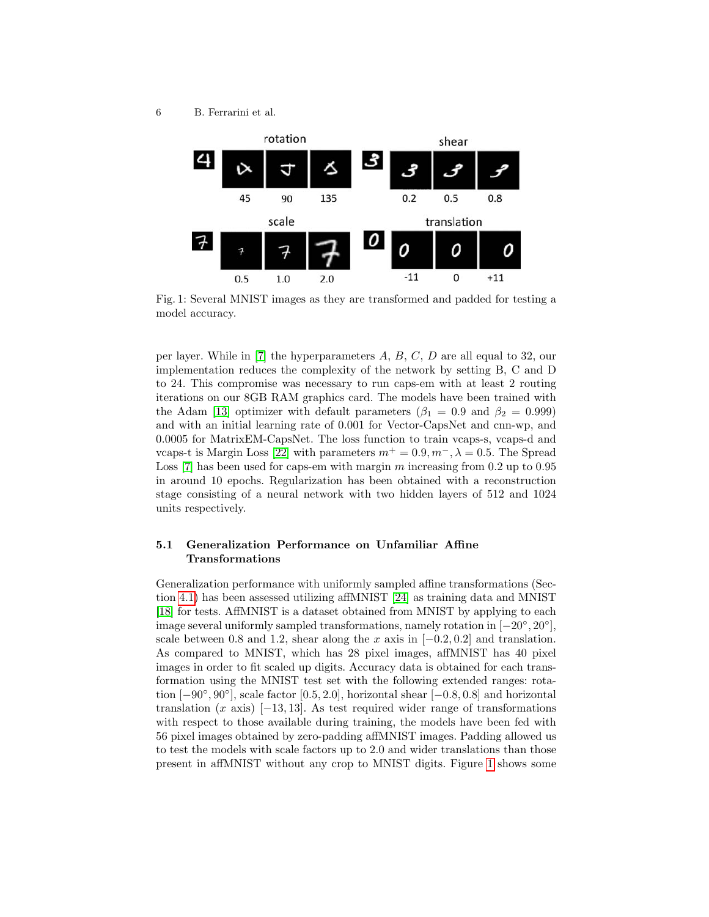rotation

45 90 135

shear

0.2 0.5 0.8

scale

0.5 1.0 2.0

translation

-11 0 +11

Fig. 1: Several MNIST images as they are transformed and padded for testing a model accuracy.

per layer. While in [7] the hyperparameters $A$, $B$, $C$, $D$ are all equal to 32, our implementation reduces the complexity of the network by setting B, C and D to 24. This compromise was necessary to run caps-em with at least 2 routing iterations on our 8GB RAM graphics card. The models have been trained with the Adam [13] optimizer with default parameters ($\beta_1 = 0.9$ and $\beta_2 = 0.999$) and with an initial learning rate of 0.001 for Vector-CapsNet and cnn-wp, and 0.0005 for MatrixEM-CapsNet. The loss function to train vcaps-s, vcaps-d and vcaps-t is Margin Loss [22] with parameters $m^+ = 0.9, m^-, \lambda = 0.5$. The Spread Loss [7] has been used for caps-em with margin $m$ increasing from 0.2 up to 0.95 in around 10 epochs. Regularization has been obtained with a reconstruction stage consisting of a neural network with two hidden layers of 512 and 1024 units respectively.

### 5.1 Generalization Performance on Unfamiliar Affine Transformations

Generalization performance with uniformly sampled affine transformations (Section 4.1) has been assessed utilizing affMNIST [24] as training data and MNIST [18] for tests. AffMNIST is a dataset obtained from MNIST by applying to each image several uniformly sampled transformations, namely rotation in $[-20°, 20°]$, scale between 0.8 and 1.2, shear along the $x$ axis in $[-0.2, 0.2]$ and translation. As compared to MNIST, which has 28 pixel images, affMNIST has 40 pixel images in order to fit scaled up digits. Accuracy data is obtained for each transformation using the MNIST test set with the following extended ranges: rotation $[-90°, 90°]$, scale factor $[0.5, 2.0]$, horizontal shear $[-0.8, 0.8]$ and horizontal translation ($x$ axis) $[-13, 13]$. As test required wider range of transformations with respect to those available during training, the models have been fed with 56 pixel images obtained by zero-padding affMNIST images. Padding allowed us to test the models with scale factors up to 2.0 and wider translations than those present in affMNIST without any crop to MNIST digits. Figure 1 shows some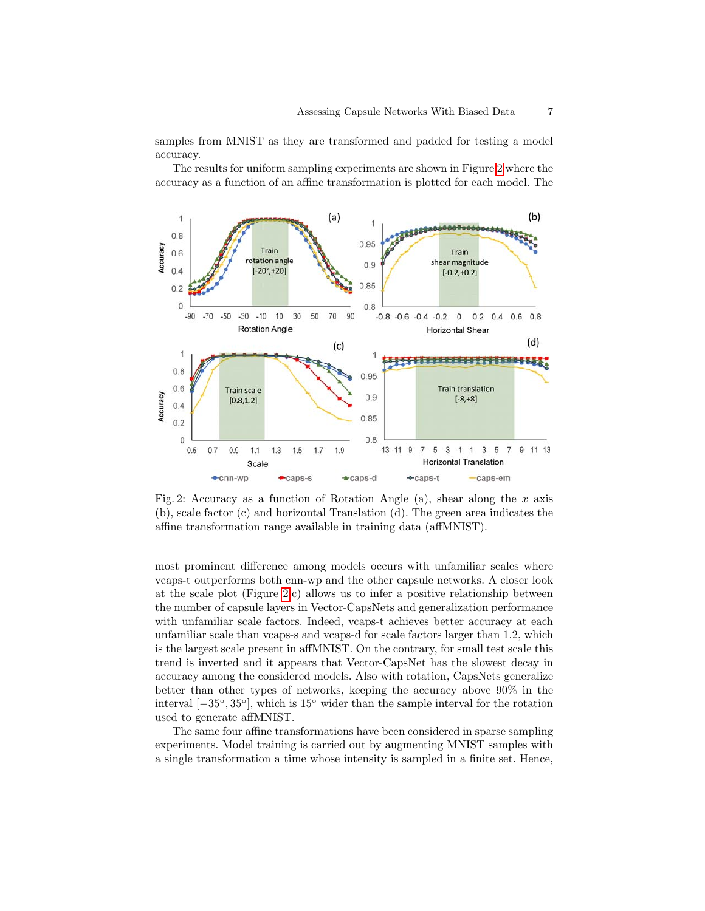samples from MNIST as they are transformed and padded for testing a model accuracy.

The results for uniform sampling experiments are shown in Figure 2 where the accuracy as a function of an affine transformation is plotted for each model. The

(a)
Accuracy
1
0.8
0.6
0.4
0.2
0
-90 -70 -50 -30 -10 10 30 50 70 90
Rotation Angle
Train rotation angle [-20°,+20]

(b)
1
0.95
0.9
0.85
0.8
-0.8 -0.6 -0.4 -0.2 0 0.2 0.4 0.6 0.8
Horizontal Shear
Train shear magnitude [-0.2,+0.2]

(c)
Accuracy
1
0.8
0.6
0.4
0.2
0
0.5 0.7 0.9 1.1 1.3 1.5 1.7 1.9
Scale
Train scale [0.8,1.2]

(d)
1
0.95
0.9
0.85
0.8
-13 -11 -9 -7 -5 -3 -1 1 3 5 7 9 11 13
Horizontal Translation
Train translation [-8,+8]

cnn-wp caps-s caps-d caps-t caps-em

Fig. 2: Accuracy as a function of Rotation Angle (a), shear along the $x$ axis (b), scale factor (c) and horizontal Translation (d). The green area indicates the affine transformation range available in training data (affMNIST).

most prominent difference among models occurs with unfamiliar scales where vcaps-t outperforms both cnn-wp and the other capsule networks. A closer look at the scale plot (Figure 2 c) allows us to infer a positive relationship between the number of capsule layers in Vector-CapsNets and generalization performance with unfamiliar scale factors. Indeed, vcaps-t achieves better accuracy at each unfamiliar scale than vcaps-s and vcaps-d for scale factors larger than 1.2, which is the largest scale present in affMNIST. On the contrary, for small test scale this trend is inverted and it appears that Vector-CapsNet has the slowest decay in accuracy among the considered models. Also with rotation, CapsNets generalize better than other types of networks, keeping the accuracy above 90% in the interval $[-35°, 35°]$, which is 15° wider than the sample interval for the rotation used to generate affMNIST.

The same four affine transformations have been considered in sparse sampling experiments. Model training is carried out by augmenting MNIST samples with a single transformation a time whose intensity is sampled in a finite set. Hence,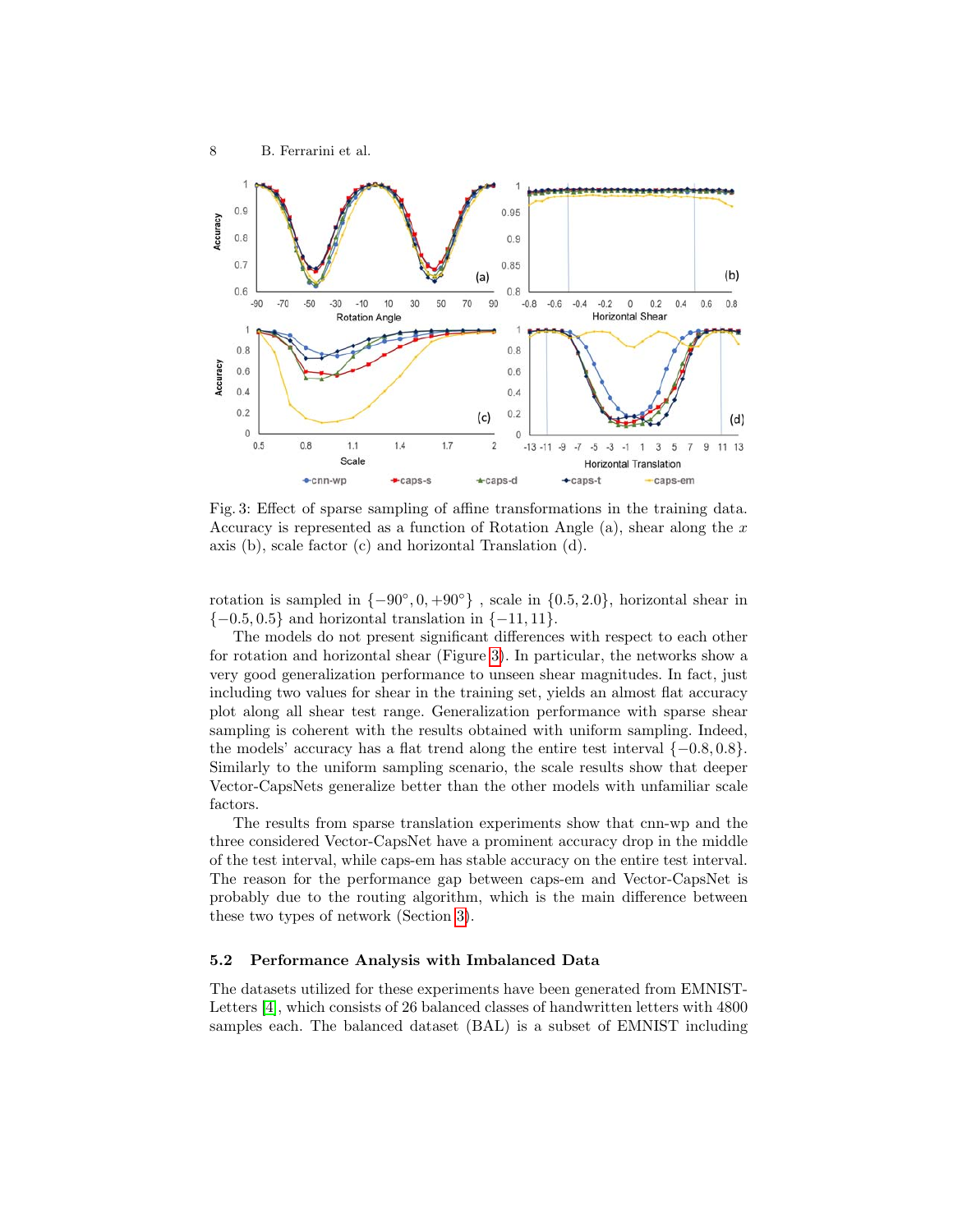1
0.9
0.8
0.7
0.6
Accuracy
-90 -70 -50 -30 -10 10 30 50 70 90
Rotation Angle
(a)

1
0.95
0.9
0.85
0.8
-0.8 -0.6 -0.4 -0.2 0 0.2 0.4 0.6 0.8
Horizontal Shear
(b)

1
0.8
0.6
0.4
0.2
0
Accuracy
0.5 0.8 1.1 1.4 1.7 2
Scale
(c)

1
0.8
0.6
0.4
0.2
0
-13 -11 -9 -7 -5 -3 -1 1 3 5 7 9 11 13
Horizontal Translation
(d)

cnn-wp caps-s caps-d caps-t caps-em

Fig. 3: Effect of sparse sampling of affine transformations in the training data. Accuracy is represented as a function of Rotation Angle (a), shear along the $x$ axis (b), scale factor (c) and horizontal Translation (d).

rotation is sampled in $\{-90°, 0, +90°\}$ , scale in $\{0.5, 2.0\}$, horizontal shear in $\{-0.5, 0.5\}$ and horizontal translation in $\{-11, 11\}$.

The models do not present significant differences with respect to each other for rotation and horizontal shear (Figure 3). In particular, the networks show a very good generalization performance to unseen shear magnitudes. In fact, just including two values for shear in the training set, yields an almost flat accuracy plot along all shear test range. Generalization performance with sparse shear sampling is coherent with the results obtained with uniform sampling. Indeed, the models' accuracy has a flat trend along the entire test interval $\{-0.8, 0.8\}$. Similarly to the uniform sampling scenario, the scale results show that deeper Vector-CapsNets generalize better than the other models with unfamiliar scale factors.

The results from sparse translation experiments show that cnn-wp and the three considered Vector-CapsNet have a prominent accuracy drop in the middle of the test interval, while caps-em has stable accuracy on the entire test interval. The reason for the performance gap between caps-em and Vector-CapsNet is probably due to the routing algorithm, which is the main difference between these two types of network (Section 3).

### 5.2 Performance Analysis with Imbalanced Data

The datasets utilized for these experiments have been generated from EMNIST-Letters [4], which consists of 26 balanced classes of handwritten letters with 4800 samples each. The balanced dataset (BAL) is a subset of EMNIST including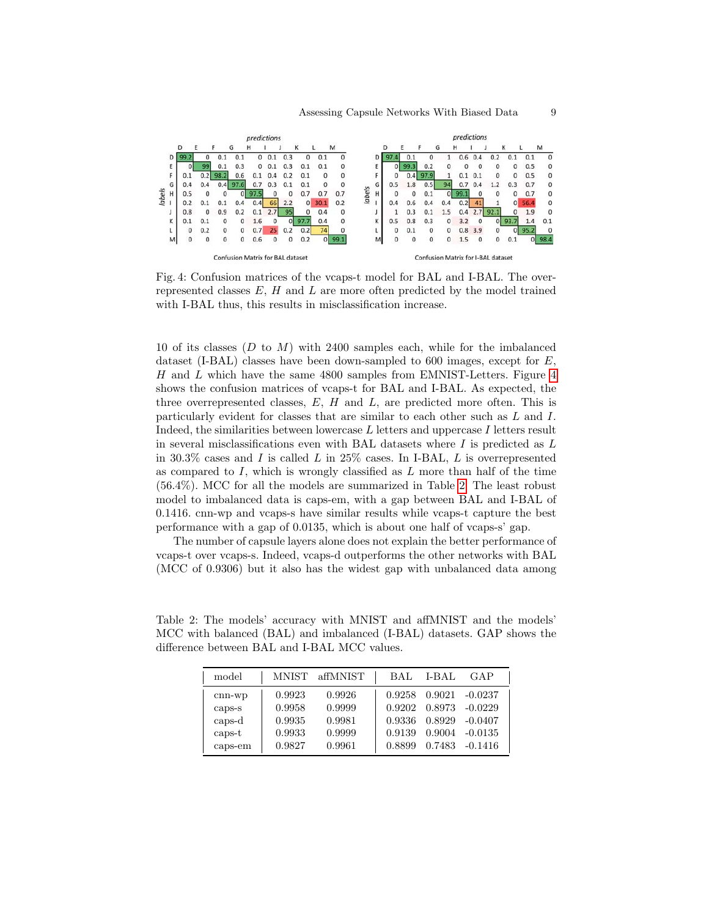Confusion Matrix for BAL dataset (rows: labels, columns: predictions)

| labels | D | E | F | G | H | I | J | K | L | M |
|---|---|---|---|---|---|---|---|---|---|---|
| D | 99.2 | 0 | 0.1 | 0.1 | 0 | 0.1 | 0.3 | 0 | 0.1 | 0 |
| E | 0 | 99 | 0.1 | 0.3 | 0 | 0.1 | 0.3 | 0.1 | 0.1 | 0 |
| F | 0.1 | 0.2 | 98.2 | 0.6 | 0.1 | 0.4 | 0.2 | 0.1 | 0 | 0 |
| G | 0.4 | 0.4 | 0.4 | 97.6 | 0.7 | 0.3 | 0.1 | 0.1 | 0 | 0 |
| H | 0.5 | 0 | 0 | 0 | 97.5 | 0 | 0 | 0.7 | 0.7 | 0.7 |
| I | 0.2 | 0.1 | 0.1 | 0.4 | 0.4 | 66 | 2.2 | 0 | 30.1 | 0.2 |
| J | 0.8 | 0 | 0.9 | 0.2 | 0.1 | 2.7 | 95 | 0 | 0.4 | 0 |
| K | 0.1 | 0.1 | 0 | 0 | 1.6 | 0 | 0 | 97.7 | 0.4 | 0 |
| L | 0 | 0.2 | 0 | 0 | 0.7 | 25 | 0.2 | 0.2 | 74 | 0 |
| M | 0 | 0 | 0 | 0 | 0.6 | 0 | 0 | 0.2 | 0 | 99.1 |

Confusion Matrix for I-BAL dataset (rows: labels, columns: predictions)

| labels | D | E | F | G | H | I | J | K | L | M |
|---|---|---|---|---|---|---|---|---|---|---|
| D | 97.4 | 0.1 | 0 | 1 | 0.6 | 0.4 | 0.2 | 0.1 | 0.1 | 0 |
| E | 0 | 99.3 | 0.2 | 0 | 0 | 0 | 0 | 0 | 0.5 | 0 |
| F | 0 | 0.4 | 97.9 | 1 | 0.1 | 0.1 | 0 | 0 | 0.5 | 0 |
| G | 0.5 | 1.8 | 0.5 | 94 | 0.7 | 0.4 | 1.2 | 0.3 | 0.7 | 0 |
| H | 0 | 0 | 0.1 | 0 | 99.1 | 0 | 0 | 0 | 0.7 | 0 |
| I | 0.4 | 0.6 | 0.4 | 0.4 | 0.2 | 41 | 1 | 0 | 56.4 | 0 |
| J | 1 | 0.3 | 0.1 | 1.5 | 0.4 | 2.7 | 92.1 | 0 | 1.9 | 0 |
| K | 0.5 | 0.8 | 0.3 | 0 | 3.2 | 0 | 0 | 93.7 | 1.4 | 0.1 |
| L | 0 | 0.1 | 0 | 0 | 0.8 | 3.9 | 0 | 0 | 95.2 | 0 |
| M | 0 | 0 | 0 | 0 | 1.5 | 0 | 0 | 0.1 | 0 | 98.4 |

Fig. 4: Confusion matrices of the vcaps-t model for BAL and I-BAL. The over-represented classes $E$, $H$ and $L$ are more often predicted by the model trained with I-BAL thus, this results in misclassification increase.

10 of its classes ($D$ to $M$) with 2400 samples each, while for the imbalanced dataset (I-BAL) classes have been down-sampled to 600 images, except for $E$, $H$ and $L$ which have the same 4800 samples from EMNIST-Letters. Figure 4 shows the confusion matrices of vcaps-t for BAL and I-BAL. As expected, the three overrepresented classes, $E$, $H$ and $L$, are predicted more often. This is particularly evident for classes that are similar to each other such as $L$ and $I$. Indeed, the similarities between lowercase $L$ letters and uppercase $I$ letters result in several misclassifications even with BAL datasets where $I$ is predicted as $L$ in 30.3% cases and $I$ is called $L$ in 25% cases. In I-BAL, $L$ is overrepresented as compared to $I$, which is wrongly classified as $L$ more than half of the time (56.4%). MCC for all the models are summarized in Table 2. The least robust model to imbalanced data is caps-em, with a gap between BAL and I-BAL of 0.1416. cnn-wp and vcaps-s have similar results while vcaps-t capture the best performance with a gap of 0.0135, which is about one half of vcaps-s' gap.

The number of capsule layers alone does not explain the better performance of vcaps-t over vcaps-s. Indeed, vcaps-d outperforms the other networks with BAL (MCC of 0.9306) but it also has the widest gap with unbalanced data among

Table 2: The models' accuracy with MNIST and affMNIST and the models' MCC with balanced (BAL) and imbalanced (I-BAL) datasets. GAP shows the difference between BAL and I-BAL MCC values.

| model | MNIST | affMNIST | BAL | I-BAL | GAP |
|---|---|---|---|---|---|
| cnn-wp | 0.9923 | 0.9926 | 0.9258 | 0.9021 | -0.0237 |
| caps-s | 0.9958 | 0.9999 | 0.9202 | 0.8973 | -0.0229 |
| caps-d | 0.9935 | 0.9981 | 0.9336 | 0.8929 | -0.0407 |
| caps-t | 0.9933 | 0.9999 | 0.9139 | 0.9004 | -0.0135 |
| caps-em | 0.9827 | 0.9961 | 0.8899 | 0.7483 | -0.1416 |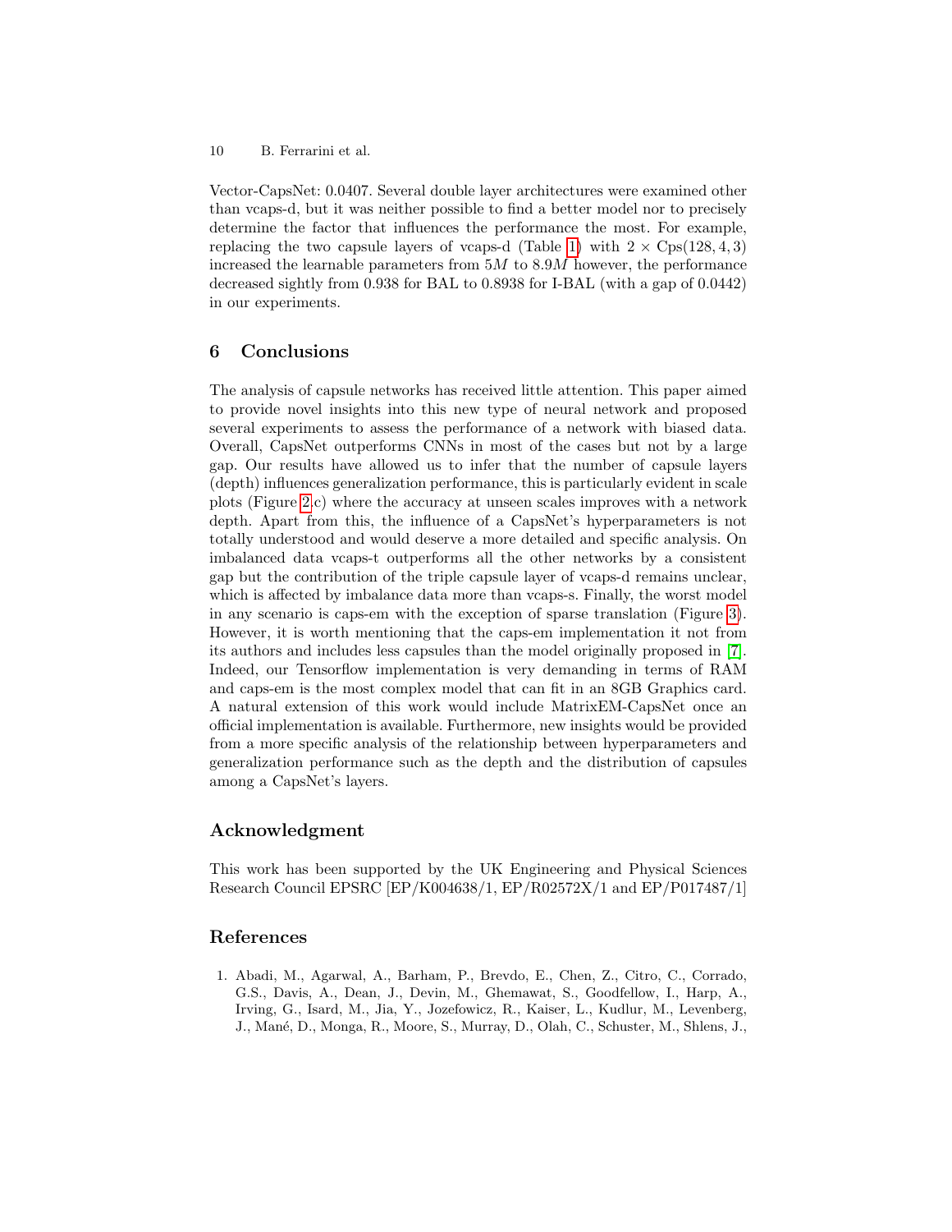Vector-CapsNet: 0.0407. Several double layer architectures were examined other than vcaps-d, but it was neither possible to find a better model nor to precisely determine the factor that influences the performance the most. For example, replacing the two capsule layers of vcaps-d (Table 1) with $2 \times \text{Cps}(128, 4, 3)$ increased the learnable parameters from $5M$ to $8.9M$ however, the performance decreased sightly from 0.938 for BAL to 0.8938 for I-BAL (with a gap of 0.0442) in our experiments.

## 6 Conclusions

The analysis of capsule networks has received little attention. This paper aimed to provide novel insights into this new type of neural network and proposed several experiments to assess the performance of a network with biased data. Overall, CapsNet outperforms CNNs in most of the cases but not by a large gap. Our results have allowed us to infer that the number of capsule layers (depth) influences generalization performance, this is particularly evident in scale plots (Figure 2.c) where the accuracy at unseen scales improves with a network depth. Apart from this, the influence of a CapsNet's hyperparameters is not totally understood and would deserve a more detailed and specific analysis. On imbalanced data vcaps-t outperforms all the other networks by a consistent gap but the contribution of the triple capsule layer of vcaps-d remains unclear, which is affected by imbalance data more than vcaps-s. Finally, the worst model in any scenario is caps-em with the exception of sparse translation (Figure 3). However, it is worth mentioning that the caps-em implementation it not from its authors and includes less capsules than the model originally proposed in [7]. Indeed, our Tensorflow implementation is very demanding in terms of RAM and caps-em is the most complex model that can fit in an 8GB Graphics card. A natural extension of this work would include MatrixEM-CapsNet once an official implementation is available. Furthermore, new insights would be provided from a more specific analysis of the relationship between hyperparameters and generalization performance such as the depth and the distribution of capsules among a CapsNet's layers.

## Acknowledgment

This work has been supported by the UK Engineering and Physical Sciences Research Council EPSRC [EP/K004638/1, EP/R02572X/1 and EP/P017487/1]

## References

1. Abadi, M., Agarwal, A., Barham, P., Brevdo, E., Chen, Z., Citro, C., Corrado, G.S., Davis, A., Dean, J., Devin, M., Ghemawat, S., Goodfellow, I., Harp, A., Irving, G., Isard, M., Jia, Y., Jozefowicz, R., Kaiser, L., Kudlur, M., Levenberg, J., Mané, D., Monga, R., Moore, S., Murray, D., Olah, C., Schuster, M., Shlens, J.,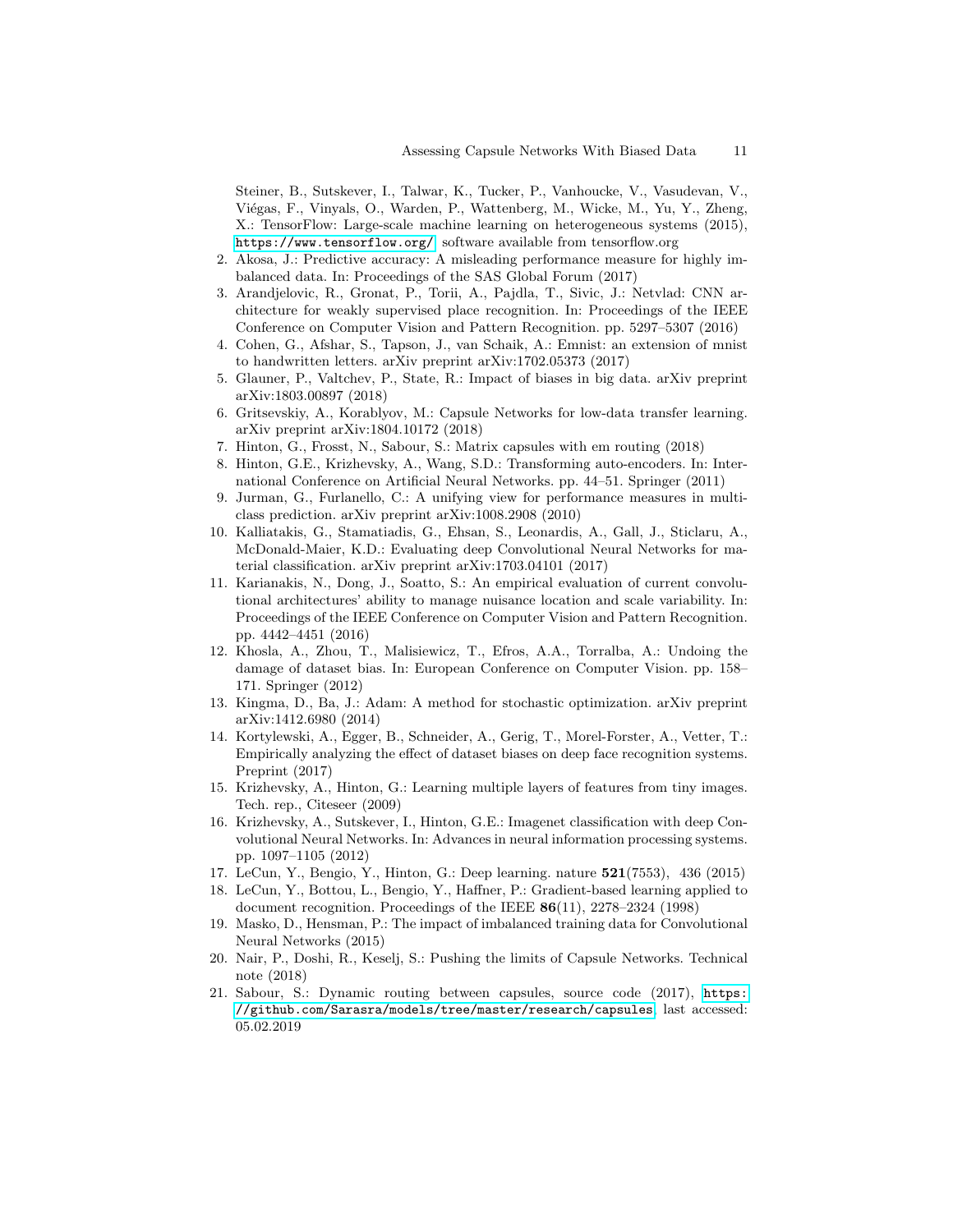Steiner, B., Sutskever, I., Talwar, K., Tucker, P., Vanhoucke, V., Vasudevan, V., Viégas, F., Vinyals, O., Warden, P., Wattenberg, M., Wicke, M., Yu, Y., Zheng, X.: TensorFlow: Large-scale machine learning on heterogeneous systems (2015), https://www.tensorflow.org/, software available from tensorflow.org

2. Akosa, J.: Predictive accuracy: A misleading performance measure for highly imbalanced data. In: Proceedings of the SAS Global Forum (2017)
3. Arandjelovic, R., Gronat, P., Torii, A., Pajdla, T., Sivic, J.: Netvlad: CNN architecture for weakly supervised place recognition. In: Proceedings of the IEEE Conference on Computer Vision and Pattern Recognition. pp. 5297–5307 (2016)
4. Cohen, G., Afshar, S., Tapson, J., van Schaik, A.: Emnist: an extension of mnist to handwritten letters. arXiv preprint arXiv:1702.05373 (2017)
5. Glauner, P., Valtchev, P., State, R.: Impact of biases in big data. arXiv preprint arXiv:1803.00897 (2018)
6. Gritsevskiy, A., Korablyov, M.: Capsule Networks for low-data transfer learning. arXiv preprint arXiv:1804.10172 (2018)
7. Hinton, G., Frosst, N., Sabour, S.: Matrix capsules with em routing (2018)
8. Hinton, G.E., Krizhevsky, A., Wang, S.D.: Transforming auto-encoders. In: International Conference on Artificial Neural Networks. pp. 44–51. Springer (2011)
9. Jurman, G., Furlanello, C.: A unifying view for performance measures in multi-class prediction. arXiv preprint arXiv:1008.2908 (2010)
10. Kalliatakis, G., Stamatiadis, G., Ehsan, S., Leonardis, A., Gall, J., Sticlaru, A., McDonald-Maier, K.D.: Evaluating deep Convolutional Neural Networks for material classification. arXiv preprint arXiv:1703.04101 (2017)
11. Karianakis, N., Dong, J., Soatto, S.: An empirical evaluation of current convolutional architectures' ability to manage nuisance location and scale variability. In: Proceedings of the IEEE Conference on Computer Vision and Pattern Recognition. pp. 4442–4451 (2016)
12. Khosla, A., Zhou, T., Malisiewicz, T., Efros, A.A., Torralba, A.: Undoing the damage of dataset bias. In: European Conference on Computer Vision. pp. 158–171. Springer (2012)
13. Kingma, D., Ba, J.: Adam: A method for stochastic optimization. arXiv preprint arXiv:1412.6980 (2014)
14. Kortylewski, A., Egger, B., Schneider, A., Gerig, T., Morel-Forster, A., Vetter, T.: Empirically analyzing the effect of dataset biases on deep face recognition systems. Preprint (2017)
15. Krizhevsky, A., Hinton, G.: Learning multiple layers of features from tiny images. Tech. rep., Citeseer (2009)
16. Krizhevsky, A., Sutskever, I., Hinton, G.E.: Imagenet classification with deep Convolutional Neural Networks. In: Advances in neural information processing systems. pp. 1097–1105 (2012)
17. LeCun, Y., Bengio, Y., Hinton, G.: Deep learning. nature **521**(7553), 436 (2015)
18. LeCun, Y., Bottou, L., Bengio, Y., Haffner, P.: Gradient-based learning applied to document recognition. Proceedings of the IEEE **86**(11), 2278–2324 (1998)
19. Masko, D., Hensman, P.: The impact of imbalanced training data for Convolutional Neural Networks (2015)
20. Nair, P., Doshi, R., Keselj, S.: Pushing the limits of Capsule Networks. Technical note (2018)
21. Sabour, S.: Dynamic routing between capsules, source code (2017), https://github.com/Sarasra/models/tree/master/research/capsules, last accessed: 05.02.2019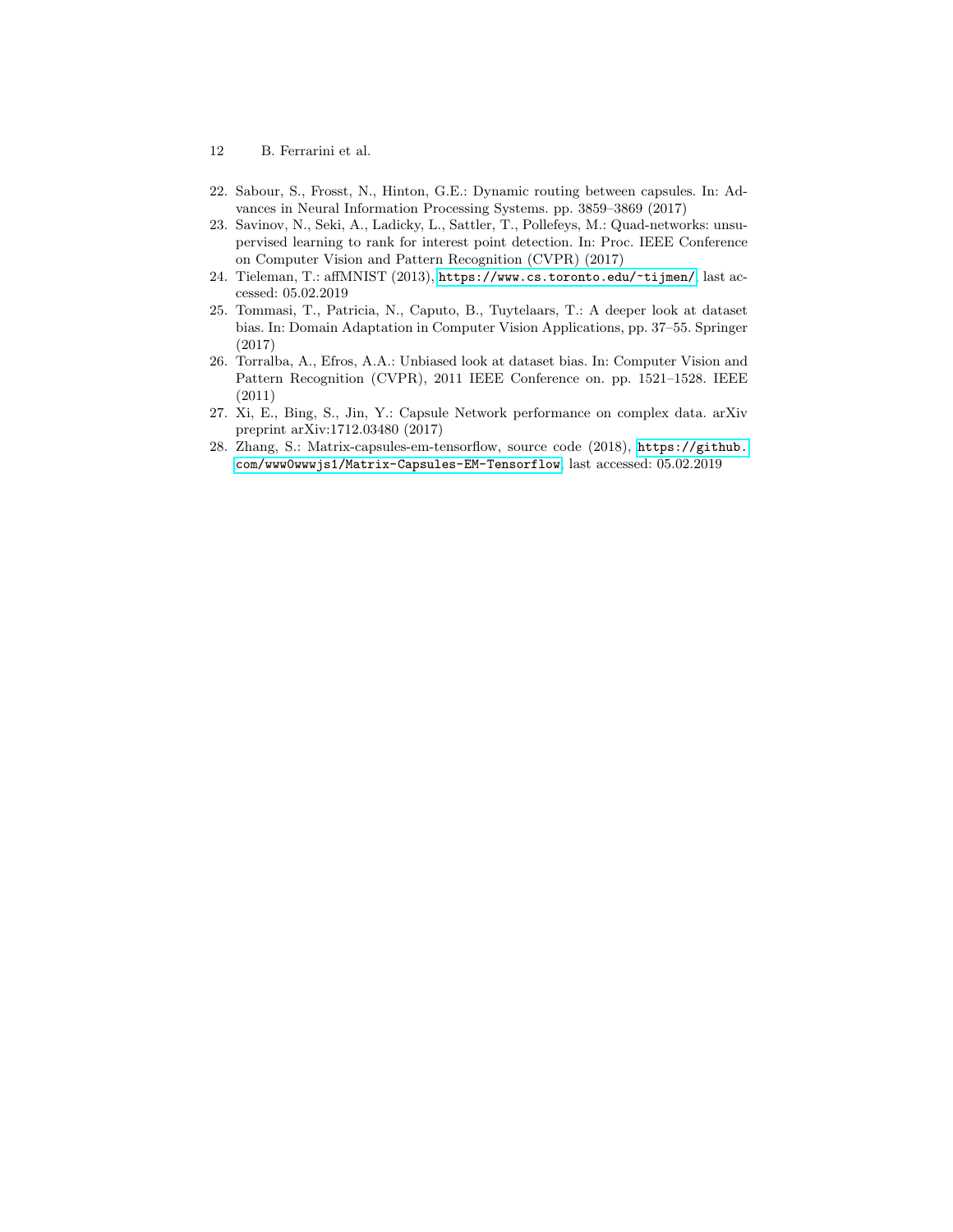22. Sabour, S., Frosst, N., Hinton, G.E.: Dynamic routing between capsules. In: Advances in Neural Information Processing Systems. pp. 3859–3869 (2017)
23. Savinov, N., Seki, A., Ladicky, L., Sattler, T., Pollefeys, M.: Quad-networks: unsupervised learning to rank for interest point detection. In: Proc. IEEE Conference on Computer Vision and Pattern Recognition (CVPR) (2017)
24. Tieleman, T.: affMNIST (2013), https://www.cs.toronto.edu/~tijmen/, last accessed: 05.02.2019
25. Tommasi, T., Patricia, N., Caputo, B., Tuytelaars, T.: A deeper look at dataset bias. In: Domain Adaptation in Computer Vision Applications, pp. 37–55. Springer (2017)
26. Torralba, A., Efros, A.A.: Unbiased look at dataset bias. In: Computer Vision and Pattern Recognition (CVPR), 2011 IEEE Conference on. pp. 1521–1528. IEEE (2011)
27. Xi, E., Bing, S., Jin, Y.: Capsule Network performance on complex data. arXiv preprint arXiv:1712.03480 (2017)
28. Zhang, S.: Matrix-capsules-em-tensorflow, source code (2018), https://github.com/www0wwwjs1/Matrix-Capsules-EM-Tensorflow, last accessed: 05.02.2019